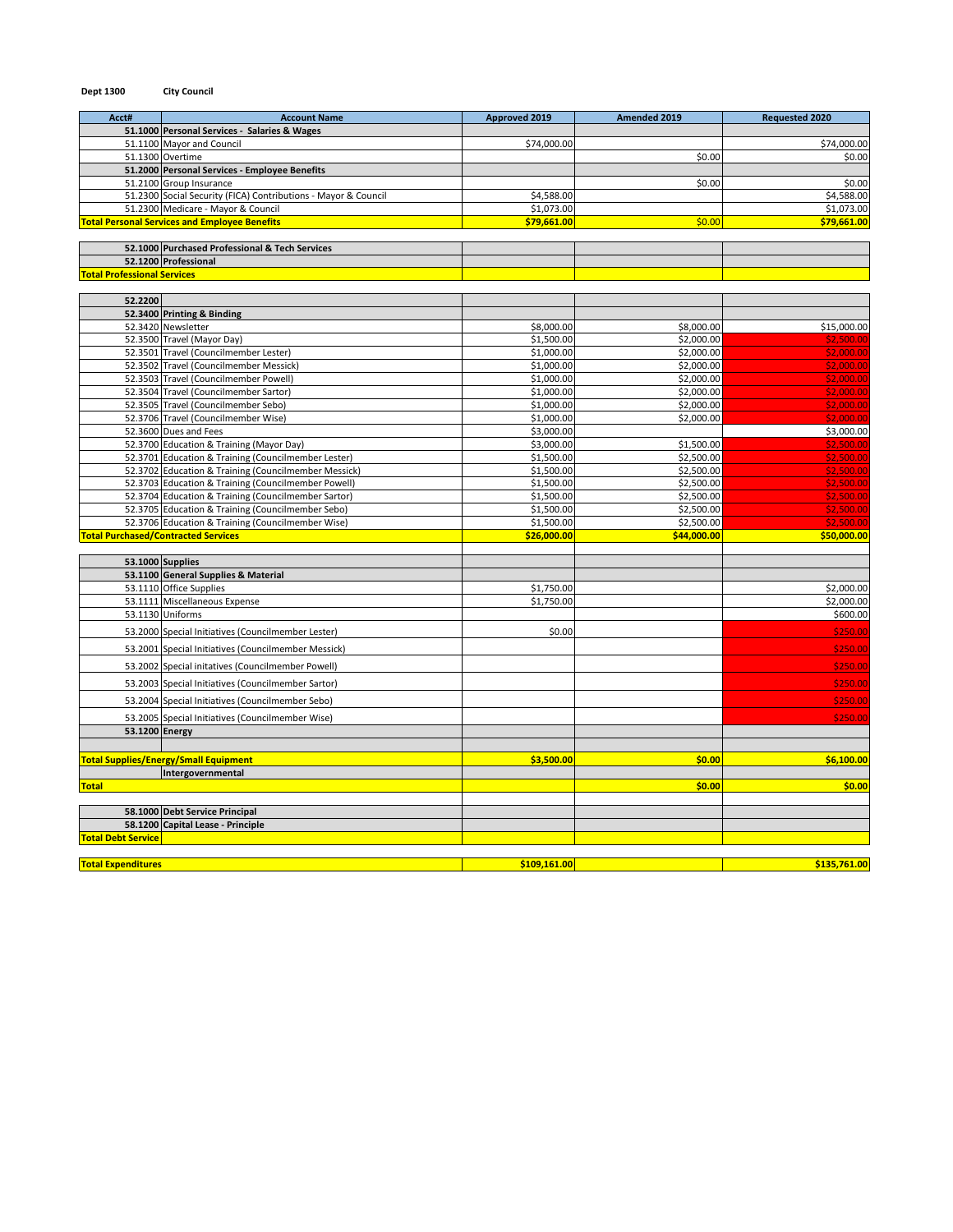**Dept 1300** **City Council**

| Acct# | Account Name | Approved 2019 | Amended 2019 | Requested 2020 |
|---|---|---|---|---|
| **51.1000** | **Personal Services - Salaries & Wages** | | | |
| 51.1100 | Mayor and Council | $74,000.00 | | $74,000.00 |
| 51.1300 | Overtime | | $0.00 | $0.00 |
| **51.2000** | **Personal Services - Employee Benefits** | | | |
| 51.2100 | Group Insurance | | $0.00 | $0.00 |
| 51.2300 | Social Security (FICA) Contributions - Mayor & Council | $4,588.00 | | $4,588.00 |
| 51.2300 | Medicare - Mayor & Council | $1,073.00 | | $1,073.00 |
| **Total Personal Services and Employee Benefits** | | **$79,661.00** | $0.00 | **$79,661.00** |
| | | | | |
| **52.1000** | **Purchased Professional & Tech Services** | | | |
| **52.1200** | **Professional** | | | |
| **Total Professional Services** | | | | |
| | | | | |
| **52.2200** | | | | |
| **52.3400** | **Printing & Binding** | | | |
| 52.3420 | Newsletter | $8,000.00 | $8,000.00 | $15,000.00 |
| 52.3500 | Travel (Mayor Day) | $1,500.00 | $2,000.00 | $2,500.00 |
| 52.3501 | Travel (Councilmember Lester) | $1,000.00 | $2,000.00 | $2,000.00 |
| 52.3502 | Travel (Councilmember Messick) | $1,000.00 | $2,000.00 | $2,000.00 |
| 52.3503 | Travel (Councilmember Powell) | $1,000.00 | $2,000.00 | $2,000.00 |
| 52.3504 | Travel (Councilmember Sartor) | $1,000.00 | $2,000.00 | $2,000.00 |
| 52.3505 | Travel (Councilmember Sebo) | $1,000.00 | $2,000.00 | $2,000.00 |
| 52.3706 | Travel (Councilmember Wise) | $1,000.00 | $2,000.00 | $2,000.00 |
| 52.3600 | Dues and Fees | $3,000.00 | | $3,000.00 |
| 52.3700 | Education & Training (Mayor Day) | $3,000.00 | $1,500.00 | $2,500.00 |
| 52.3701 | Education & Training (Councilmember Lester) | $1,500.00 | $2,500.00 | $2,500.00 |
| 52.3702 | Education & Training (Councilmember Messick) | $1,500.00 | $2,500.00 | $2,500.00 |
| 52.3703 | Education & Training (Councilmember Powell) | $1,500.00 | $2,500.00 | $2,500.00 |
| 52.3704 | Education & Training (Councilmember Sartor) | $1,500.00 | $2,500.00 | $2,500.00 |
| 52.3705 | Education & Training (Councilmember Sebo) | $1,500.00 | $2,500.00 | $2,500.00 |
| 52.3706 | Education & Training (Councilmember Wise) | $1,500.00 | $2,500.00 | $2,500.00 |
| **Total Purchased/Contracted Services** | | **$26,000.00** | **$44,000.00** | **$50,000.00** |
| | | | | |
| **53.1000** | **Supplies** | | | |
| **53.1100** | **General Supplies & Material** | | | |
| 53.1110 | Office Supplies | $1,750.00 | | $2,000.00 |
| 53.1111 | Miscellaneous Expense | $1,750.00 | | $2,000.00 |
| 53.1130 | Uniforms | | | $600.00 |
| 53.2000 | Special Initiatives (Councilmember Lester) | $0.00 | | $250.00 |
| 53.2001 | Special Initiatives (Councilmember Messick) | | | $250.00 |
| 53.2002 | Special initatives (Councilmember Powell) | | | $250.00 |
| 53.2003 | Special Initiatives (Councilmember Sartor) | | | $250.00 |
| 53.2004 | Special Initiatives (Councilmember Sebo) | | | $250.00 |
| 53.2005 | Special Initiatives (Councilmember Wise) | | | $250.00 |
| **53.1200** | **Energy** | | | |
| | | | | |
| **Total Supplies/Energy/Small Equipment** | | **$3,500.00** | **$0.00** | **$6,100.00** |
| | **Intergovernmental** | | | |
| **Total** | | | **$0.00** | **$0.00** |
| | | | | |
| **58.1000** | **Debt Service Principal** | | | |
| **58.1200** | **Capital Lease - Principle** | | | |
| **Total Debt Service** | | | | |
| | | | | |
| **Total Expenditures** | | **$109,161.00** | | **$135,761.00** |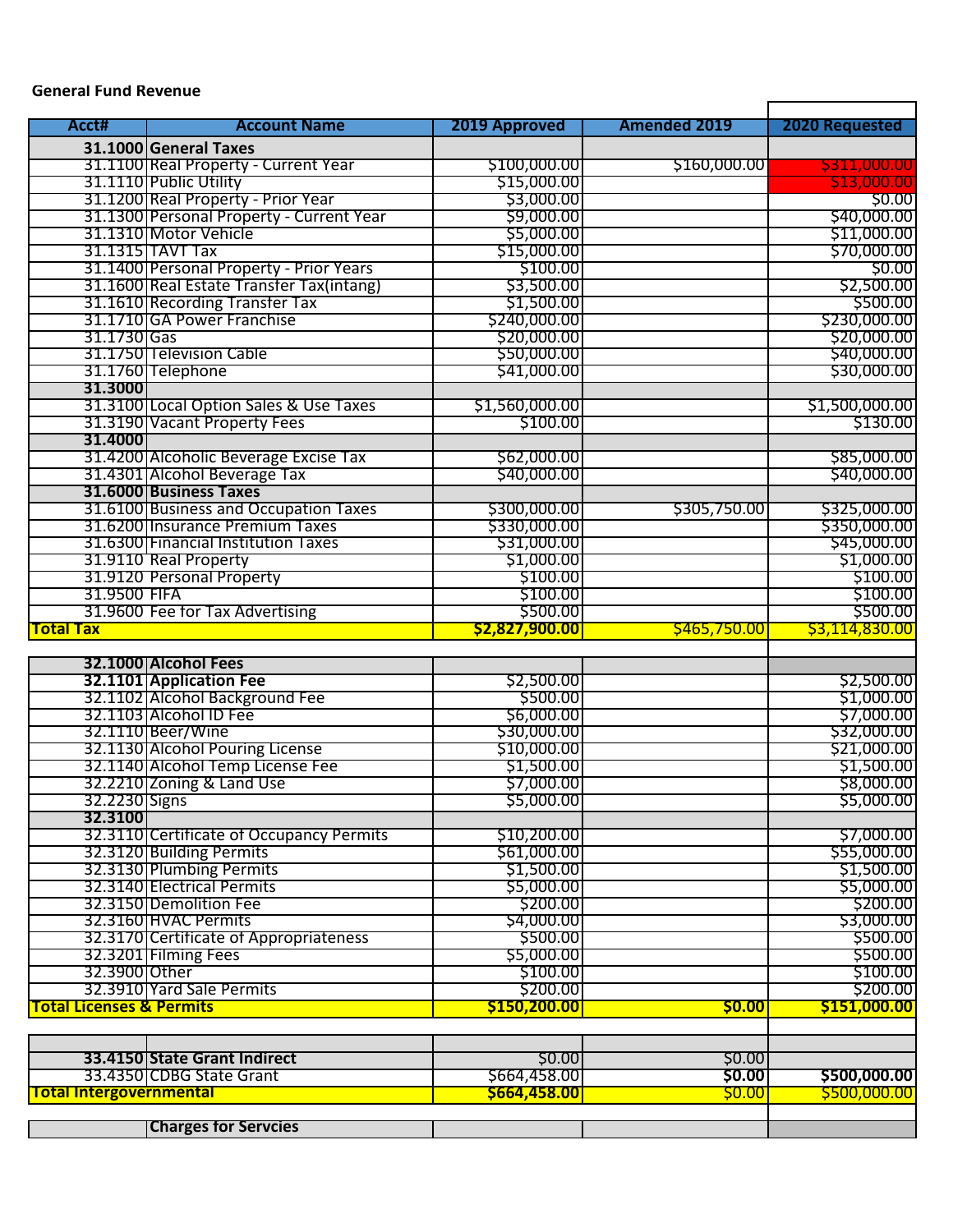**General Fund Revenue**

| Acct# | Account Name | 2019 Approved | Amended 2019 | 2020 Requested |
|---|---|---|---|---|
| **31.1000** | **General Taxes** | | | |
| 31.1100 | Real Property - Current Year | $100,000.00 | $160,000.00 | $311,000.00 |
| 31.1110 | Public Utility | $15,000.00 | | $13,000.00 |
| 31.1200 | Real Property - Prior Year | $3,000.00 | | $0.00 |
| 31.1300 | Personal Property - Current Year | $9,000.00 | | $40,000.00 |
| 31.1310 | Motor Vehicle | $5,000.00 | | $11,000.00 |
| 31.1315 | TAVT Tax | $15,000.00 | | $70,000.00 |
| 31.1400 | Personal Property - Prior Years | $100.00 | | $0.00 |
| 31.1600 | Real Estate Transfer Tax(intang) | $3,500.00 | | $2,500.00 |
| 31.1610 | Recording Transfer Tax | $1,500.00 | | $500.00 |
| 31.1710 | GA Power Franchise | $240,000.00 | | $230,000.00 |
| 31.1730 | Gas | $20,000.00 | | $20,000.00 |
| 31.1750 | Television Cable | $50,000.00 | | $40,000.00 |
| 31.1760 | Telephone | $41,000.00 | | $30,000.00 |
| **31.3000** | | | | |
| 31.3100 | Local Option Sales & Use Taxes | $1,560,000.00 | | $1,500,000.00 |
| 31.3190 | Vacant Property Fees | $100.00 | | $130.00 |
| **31.4000** | | | | |
| 31.4200 | Alcoholic Beverage Excise Tax | $62,000.00 | | $85,000.00 |
| 31.4301 | Alcohol Beverage Tax | $40,000.00 | | $40,000.00 |
| **31.6000** | **Business Taxes** | | | |
| 31.6100 | Business and Occupation Taxes | $300,000.00 | $305,750.00 | $325,000.00 |
| 31.6200 | Insurance Premium Taxes | $330,000.00 | | $350,000.00 |
| 31.6300 | Financial Institution Taxes | $31,000.00 | | $45,000.00 |
| 31.9110 | Real Property | $1,000.00 | | $1,000.00 |
| 31.9120 | Personal Property | $100.00 | | $100.00 |
| 31.9500 | FIFA | $100.00 | | $100.00 |
| 31.9600 | Fee for Tax Advertising | $500.00 | | $500.00 |
| **Total Tax** | | **$2,827,900.00** | $465,750.00 | $3,114,830.00 |
| | | | | |
| **32.1000** | **Alcohol Fees** | | | |
| **32.1101** | **Application Fee** | $2,500.00 | | $2,500.00 |
| 32.1102 | Alcohol Background Fee | $500.00 | | $1,000.00 |
| 32.1103 | Alcohol ID Fee | $6,000.00 | | $7,000.00 |
| 32.1110 | Beer/Wine | $30,000.00 | | $32,000.00 |
| 32.1130 | Alcohol Pouring License | $10,000.00 | | $21,000.00 |
| 32.1140 | Alcohol Temp License Fee | $1,500.00 | | $1,500.00 |
| 32.2210 | Zoning & Land Use | $7,000.00 | | $8,000.00 |
| 32.2230 | Signs | $5,000.00 | | $5,000.00 |
| **32.3100** | | | | |
| 32.3110 | Certificate of Occupancy Permits | $10,200.00 | | $7,000.00 |
| 32.3120 | Building Permits | $61,000.00 | | $55,000.00 |
| 32.3130 | Plumbing Permits | $1,500.00 | | $1,500.00 |
| 32.3140 | Electrical Permits | $5,000.00 | | $5,000.00 |
| 32.3150 | Demolition Fee | $200.00 | | $200.00 |
| 32.3160 | HVAC Permits | $4,000.00 | | $3,000.00 |
| 32.3170 | Certificate of Appropriateness | $500.00 | | $500.00 |
| 32.3201 | Filming Fees | $5,000.00 | | $500.00 |
| 32.3900 | Other | $100.00 | | $100.00 |
| 32.3910 | Yard Sale Permits | $200.00 | | $200.00 |
| **Total Licenses & Permits** | | **$150,200.00** | **$0.00** | **$151,000.00** |
| | | | | |
| **33.4150** | **State Grant Indirect** | $0.00 | $0.00 | |
| 33.4350 | CDBG State Grant | $664,458.00 | **$0.00** | **$500,000.00** |
| **Total Intergovernmental** | | **$664,458.00** | $0.00 | $500,000.00 |
| | | | | |
| | **Charges for Servcies** | | | |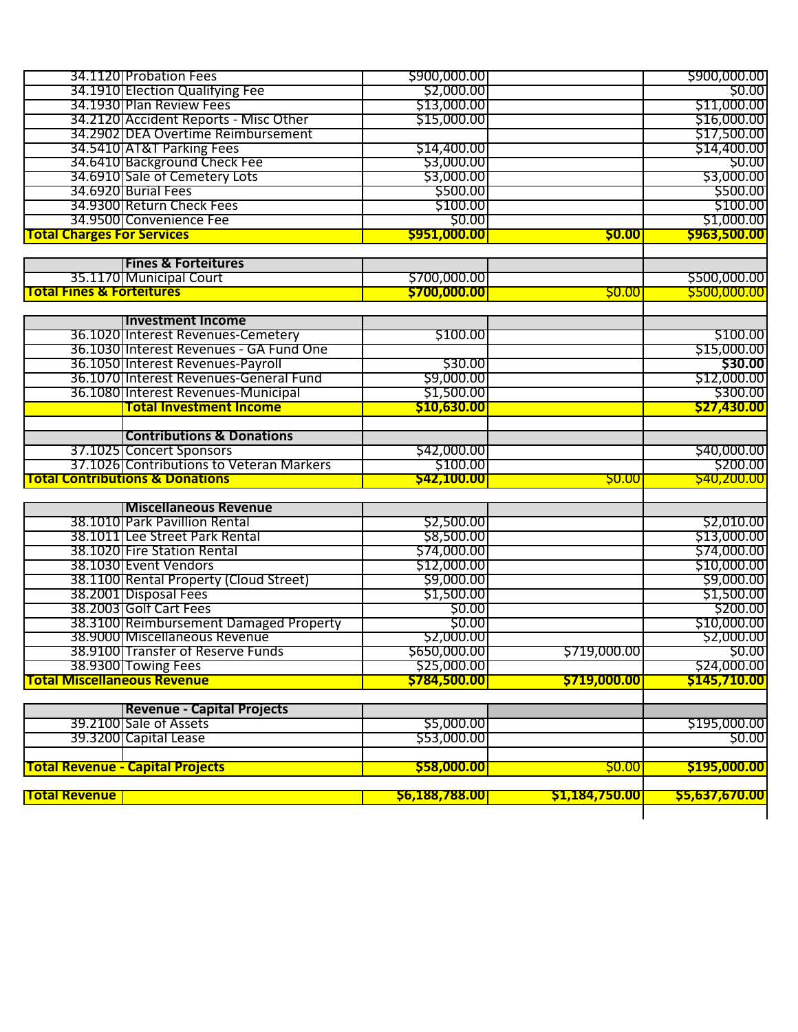| | | | | |
|---|---|---|---|---|
| 34.1120 | Probation Fees | $900,000.00 | | $900,000.00 |
| 34.1910 | Election Qualifying Fee | $2,000.00 | | $0.00 |
| 34.1930 | Plan Review Fees | $13,000.00 | | $11,000.00 |
| 34.2120 | Accident Reports - Misc Other | $15,000.00 | | $16,000.00 |
| 34.2902 | DEA Overtime Reimbursement | | | $17,500.00 |
| 34.5410 | AT&T Parking Fees | $14,400.00 | | $14,400.00 |
| 34.6410 | Background Check Fee | $3,000.00 | | $0.00 |
| 34.6910 | Sale of Cemetery Lots | $3,000.00 | | $3,000.00 |
| 34.6920 | Burial Fees | $500.00 | | $500.00 |
| 34.9300 | Return Check Fees | $100.00 | | $100.00 |
| 34.9500 | Convenience Fee | $0.00 | | $1,000.00 |
| **Total Charges For Services** | | **$951,000.00** | **$0.00** | **$963,500.00** |
| | | | | |
| | **Fines & Forteitures** | | | |
| 35.1170 | Municipal Court | $700,000.00 | | $500,000.00 |
| **Total Fines & Forteitures** | | **$700,000.00** | $0.00 | $500,000.00 |
| | | | | |
| | **Investment Income** | | | |
| 36.1020 | Interest Revenues-Cemetery | $100.00 | | $100.00 |
| 36.1030 | Interest Revenues - GA Fund One | | | $15,000.00 |
| 36.1050 | Interest Revenues-Payroll | $30.00 | | **$30.00** |
| 36.1070 | Interest Revenues-General Fund | $9,000.00 | | $12,000.00 |
| 36.1080 | Interest Revenues-Municipal | $1,500.00 | | $300.00 |
| | **Total Investment Income** | **$10,630.00** | | **$27,430.00** |
| | | | | |
| | **Contributions & Donations** | | | |
| 37.1025 | Concert Sponsors | $42,000.00 | | $40,000.00 |
| 37.1026 | Contributions to Veteran Markers | $100.00 | | $200.00 |
| **Total Contributions & Donations** | | **$42,100.00** | $0.00 | $40,200.00 |
| | | | | |
| | **Miscellaneous Revenue** | | | |
| 38.1010 | Park Pavillion Rental | $2,500.00 | | $2,010.00 |
| 38.1011 | Lee Street Park Rental | $8,500.00 | | $13,000.00 |
| 38.1020 | Fire Station Rental | $74,000.00 | | $74,000.00 |
| 38.1030 | Event Vendors | $12,000.00 | | $10,000.00 |
| 38.1100 | Rental Property (Cloud Street) | $9,000.00 | | $9,000.00 |
| 38.2001 | Disposal Fees | $1,500.00 | | $1,500.00 |
| 38.2003 | Golf Cart Fees | $0.00 | | $200.00 |
| 38.3100 | Reimbursement Damaged Property | $0.00 | | $10,000.00 |
| 38.9000 | Miscellaneous Revenue | $2,000.00 | | $2,000.00 |
| 38.9100 | Transfer of Reserve Funds | $650,000.00 | $719,000.00 | $0.00 |
| 38.9300 | Towing Fees | $25,000.00 | | $24,000.00 |
| **Total Miscellaneous Revenue** | | **$784,500.00** | **$719,000.00** | **$145,710.00** |
| | | | | |
| | **Revenue - Capital Projects** | | | |
| 39.2100 | Sale of Assets | $5,000.00 | | $195,000.00 |
| 39.3200 | Capital Lease | $53,000.00 | | $0.00 |
| | | | | |
| **Total Revenue - Capital Projects** | | **$58,000.00** | $0.00 | **$195,000.00** |
| | | | | |
| **Total Revenue** | | **$6,188,788.00** | **$1,184,750.00** | **$5,637,670.00** |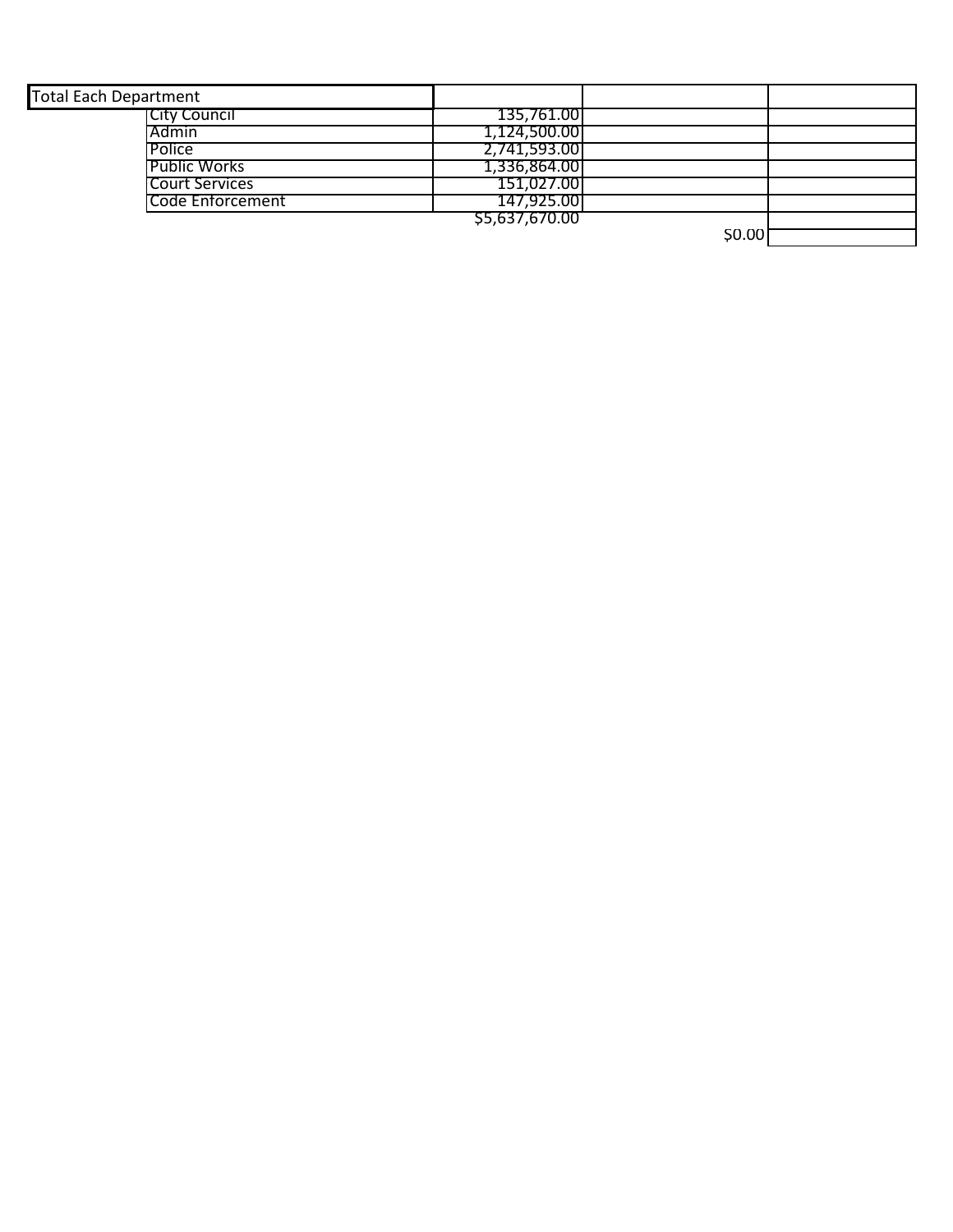| Total Each Department | | | |
|---|---|---|---|
| City Council | 135,761.00 | | |
| Admin | 1,124,500.00 | | |
| Police | 2,741,593.00 | | |
| Public Works | 1,336,864.00 | | |
| Court Services | 151,027.00 | | |
| Code Enforcement | 147,925.00 | | |
| | $5,637,670.00 | | |
| | | $0.00 | |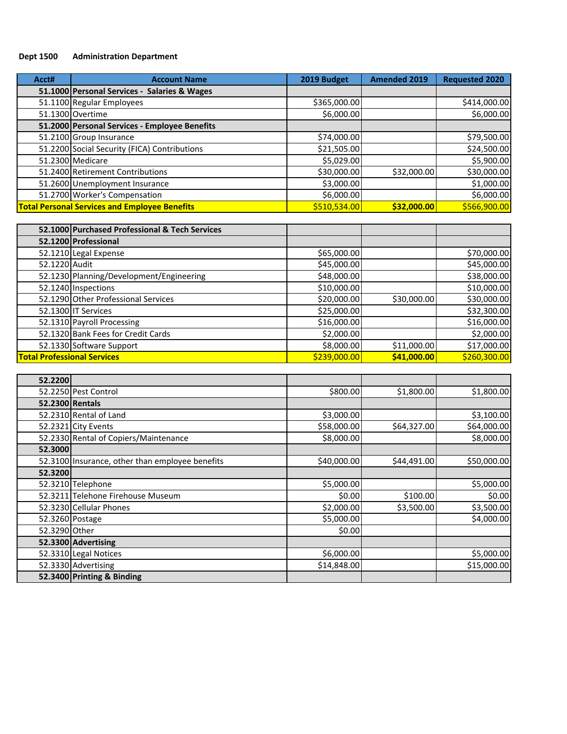**Dept 1500 Administration Department**

| Acct# | Account Name | 2019 Budget | Amended 2019 | Requested 2020 |
|---|---|---|---|---|
| **51.1000** | **Personal Services - Salaries & Wages** | | | |
| 51.1100 | Regular Employees | $365,000.00 | | $414,000.00 |
| 51.1300 | Overtime | $6,000.00 | | $6,000.00 |
| **51.2000** | **Personal Services - Employee Benefits** | | | |
| 51.2100 | Group Insurance | $74,000.00 | | $79,500.00 |
| 51.2200 | Social Security (FICA) Contributions | $21,505.00 | | $24,500.00 |
| 51.2300 | Medicare | $5,029.00 | | $5,900.00 |
| 51.2400 | Retirement Contributions | $30,000.00 | $32,000.00 | $30,000.00 |
| 51.2600 | Unemployment Insurance | $3,000.00 | | $1,000.00 |
| 51.2700 | Worker's Compensation | $6,000.00 | | $6,000.00 |
| **Total Personal Services and Employee Benefits** | | $510,534.00 | **$32,000.00** | $566,900.00 |

| Acct# | Account Name | 2019 Budget | Amended 2019 | Requested 2020 |
|---|---|---|---|---|
| **52.1000** | **Purchased Professional & Tech Services** | | | |
| **52.1200** | **Professional** | | | |
| 52.1210 | Legal Expense | $65,000.00 | | $70,000.00 |
| 52.1220 | Audit | $45,000.00 | | $45,000.00 |
| 52.1230 | Planning/Development/Engineering | $48,000.00 | | $38,000.00 |
| 52.1240 | Inspections | $10,000.00 | | $10,000.00 |
| 52.1290 | Other Professional Services | $20,000.00 | $30,000.00 | $30,000.00 |
| 52.1300 | IT Services | $25,000.00 | | $32,300.00 |
| 52.1310 | Payroll Processing | $16,000.00 | | $16,000.00 |
| 52.1320 | Bank Fees for Credit Cards | $2,000.00 | | $2,000.00 |
| 52.1330 | Software Support | $8,000.00 | $11,000.00 | $17,000.00 |
| **Total Professional Services** | | $239,000.00 | **$41,000.00** | $260,300.00 |

| Acct# | Account Name | 2019 Budget | Amended 2019 | Requested 2020 |
|---|---|---|---|---|
| **52.2200** | | | | |
| 52.2250 | Pest Control | $800.00 | $1,800.00 | $1,800.00 |
| **52.2300** | **Rentals** | | | |
| 52.2310 | Rental of Land | $3,000.00 | | $3,100.00 |
| 52.2321 | City Events | $58,000.00 | $64,327.00 | $64,000.00 |
| 52.2330 | Rental of Copiers/Maintenance | $8,000.00 | | $8,000.00 |
| **52.3000** | | | | |
| 52.3100 | Insurance, other than employee benefits | $40,000.00 | $44,491.00 | $50,000.00 |
| **52.3200** | | | | |
| 52.3210 | Telephone | $5,000.00 | | $5,000.00 |
| 52.3211 | Telehone Firehouse Museum | $0.00 | $100.00 | $0.00 |
| 52.3230 | Cellular Phones | $2,000.00 | $3,500.00 | $3,500.00 |
| 52.3260 | Postage | $5,000.00 | | $4,000.00 |
| 52.3290 | Other | $0.00 | | |
| **52.3300** | **Advertising** | | | |
| 52.3310 | Legal Notices | $6,000.00 | | $5,000.00 |
| 52.3330 | Advertising | $14,848.00 | | $15,000.00 |
| **52.3400** | **Printing & Binding** | | | |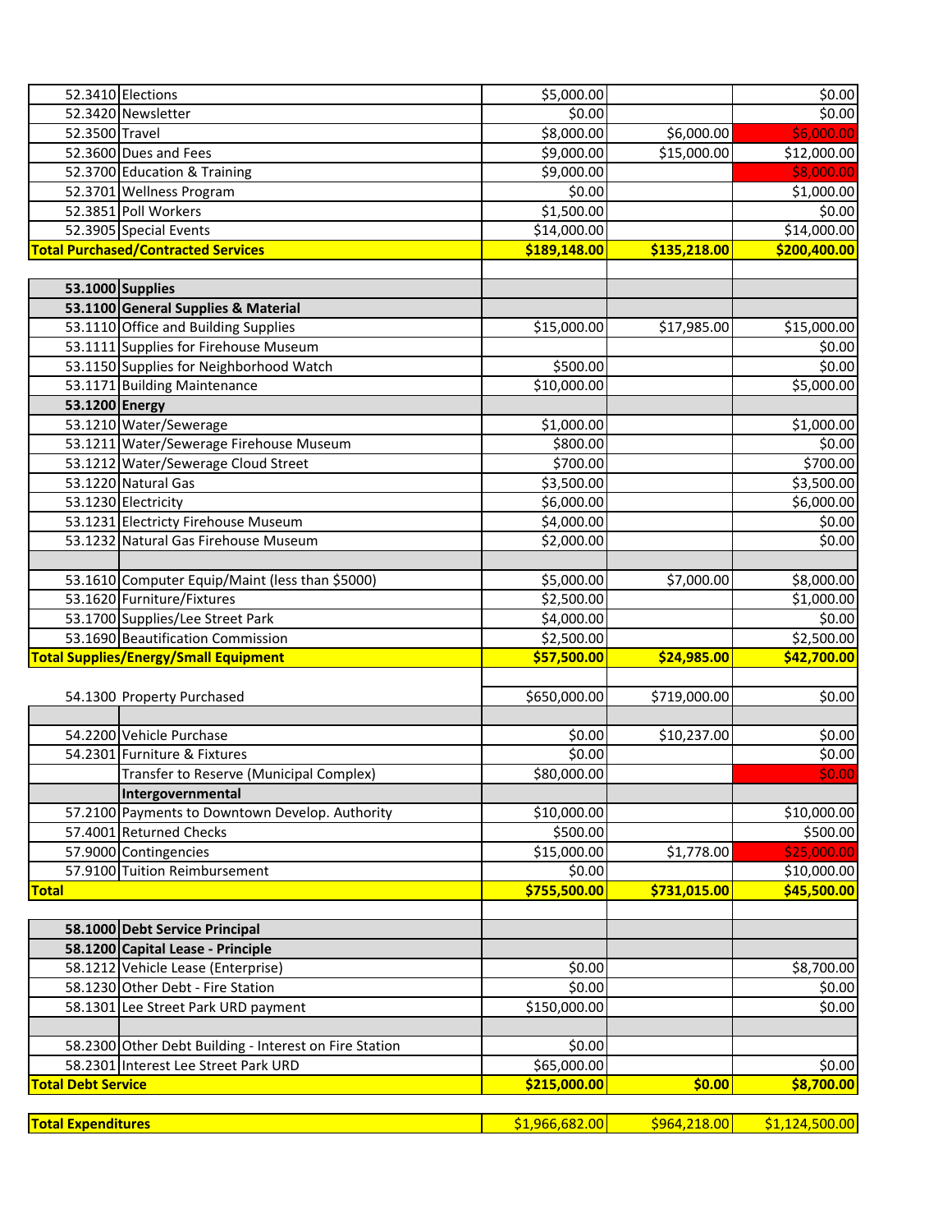| | | | | |
|---|---|---|---|---|
| 52.3410 | Elections | $5,000.00 | | $0.00 |
| 52.3420 | Newsletter | $0.00 | | $0.00 |
| 52.3500 | Travel | $8,000.00 | $6,000.00 | $6,000.00 |
| 52.3600 | Dues and Fees | $9,000.00 | $15,000.00 | $12,000.00 |
| 52.3700 | Education & Training | $9,000.00 | | $8,000.00 |
| 52.3701 | Wellness Program | $0.00 | | $1,000.00 |
| 52.3851 | Poll Workers | $1,500.00 | | $0.00 |
| 52.3905 | Special Events | $14,000.00 | | $14,000.00 |
| **Total Purchased/Contracted Services** | | **$189,148.00** | **$135,218.00** | **$200,400.00** |
| | | | | |
| **53.1000** | **Supplies** | | | |
| **53.1100** | **General Supplies & Material** | | | |
| 53.1110 | Office and Building Supplies | $15,000.00 | $17,985.00 | $15,000.00 |
| 53.1111 | Supplies for Firehouse Museum | | | $0.00 |
| 53.1150 | Supplies for Neighborhood Watch | $500.00 | | $0.00 |
| 53.1171 | Building Maintenance | $10,000.00 | | $5,000.00 |
| **53.1200** | **Energy** | | | |
| 53.1210 | Water/Sewerage | $1,000.00 | | $1,000.00 |
| 53.1211 | Water/Sewerage Firehouse Museum | $800.00 | | $0.00 |
| 53.1212 | Water/Sewerage Cloud Street | $700.00 | | $700.00 |
| 53.1220 | Natural Gas | $3,500.00 | | $3,500.00 |
| 53.1230 | Electricity | $6,000.00 | | $6,000.00 |
| 53.1231 | Electricty Firehouse Museum | $4,000.00 | | $0.00 |
| 53.1232 | Natural Gas Firehouse Museum | $2,000.00 | | $0.00 |
| | | | | |
| 53.1610 | Computer Equip/Maint (less than $5000) | $5,000.00 | $7,000.00 | $8,000.00 |
| 53.1620 | Furniture/Fixtures | $2,500.00 | | $1,000.00 |
| 53.1700 | Supplies/Lee Street Park | $4,000.00 | | $0.00 |
| 53.1690 | Beautification Commission | $2,500.00 | | $2,500.00 |
| **Total Supplies/Energy/Small Equipment** | | **$57,500.00** | **$24,985.00** | **$42,700.00** |
| | | | | |
| 54.1300 | Property Purchased | $650,000.00 | $719,000.00 | $0.00 |
| | | | | |
| 54.2200 | Vehicle Purchase | $0.00 | $10,237.00 | $0.00 |
| 54.2301 | Furniture & Fixtures | $0.00 | | $0.00 |
| | Transfer to Reserve (Municipal Complex) | $80,000.00 | | $0.00 |
| | **Intergovernmental** | | | |
| 57.2100 | Payments to Downtown Develop. Authority | $10,000.00 | | $10,000.00 |
| 57.4001 | Returned Checks | $500.00 | | $500.00 |
| 57.9000 | Contingencies | $15,000.00 | $1,778.00 | $25,000.00 |
| 57.9100 | Tuition Reimbursement | $0.00 | | $10,000.00 |
| **Total** | | **$755,500.00** | **$731,015.00** | **$45,500.00** |
| | | | | |
| **58.1000** | **Debt Service Principal** | | | |
| **58.1200** | **Capital Lease - Principle** | | | |
| 58.1212 | Vehicle Lease (Enterprise) | $0.00 | | $8,700.00 |
| 58.1230 | Other Debt - Fire Station | $0.00 | | $0.00 |
| 58.1301 | Lee Street Park URD payment | $150,000.00 | | $0.00 |
| | | | | |
| 58.2300 | Other Debt Building - Interest on Fire Station | $0.00 | | |
| 58.2301 | Interest Lee Street Park URD | $65,000.00 | | $0.00 |
| **Total Debt Service** | | **$215,000.00** | **$0.00** | **$8,700.00** |
| | | | | |
| **Total Expenditures** | | $1,966,682.00 | $964,218.00 | $1,124,500.00 |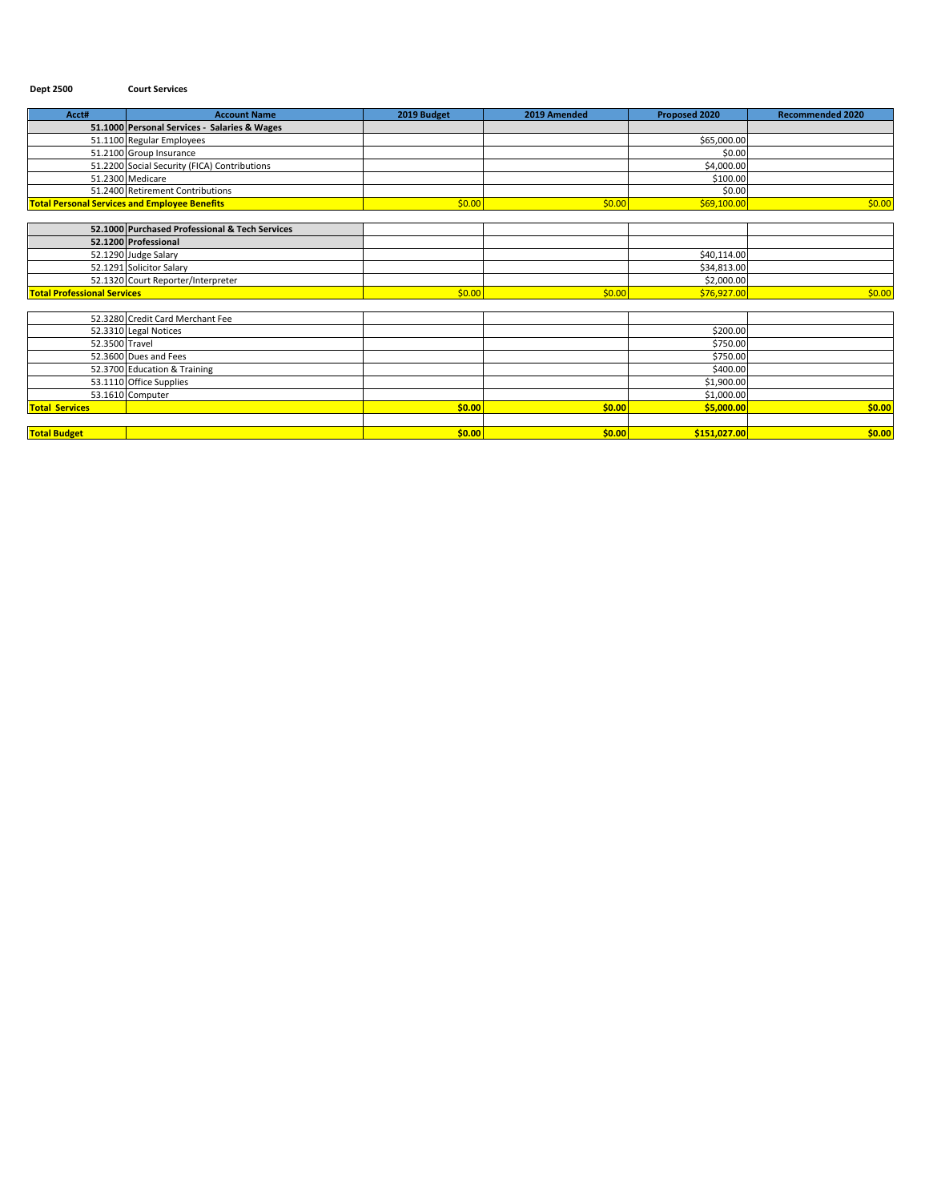**Dept 2500** **Court Services**

| Acct# | Account Name | 2019 Budget | 2019 Amended | Proposed 2020 | Recommended 2020 |
|---|---|---|---|---|---|
| **51.1000** | **Personal Services - Salaries & Wages** | | | | |
| 51.1100 | Regular Employees | | | $65,000.00 | |
| 51.2100 | Group Insurance | | | $0.00 | |
| 51.2200 | Social Security (FICA) Contributions | | | $4,000.00 | |
| 51.2300 | Medicare | | | $100.00 | |
| 51.2400 | Retirement Contributions | | | $0.00 | |
| **Total Personal Services and Employee Benefits** | | $0.00 | $0.00 | $69,100.00 | $0.00 |
| | | | | | |
| **52.1000** | **Purchased Professional & Tech Services** | | | | |
| **52.1200** | **Professional** | | | | |
| 52.1290 | Judge Salary | | | $40,114.00 | |
| 52.1291 | Solicitor Salary | | | $34,813.00 | |
| 52.1320 | Court Reporter/Interpreter | | | $2,000.00 | |
| **Total Professional Services** | | $0.00 | $0.00 | $76,927.00 | $0.00 |
| | | | | | |
| 52.3280 | Credit Card Merchant Fee | | | | |
| 52.3310 | Legal Notices | | | $200.00 | |
| 52.3500 | Travel | | | $750.00 | |
| 52.3600 | Dues and Fees | | | $750.00 | |
| 52.3700 | Education & Training | | | $400.00 | |
| 53.1110 | Office Supplies | | | $1,900.00 | |
| 53.1610 | Computer | | | $1,000.00 | |
| **Total Services** | | **$0.00** | **$0.00** | **$5,000.00** | **$0.00** |
| | | | | | |
| **Total Budget** | | **$0.00** | **$0.00** | **$151,027.00** | **$0.00** |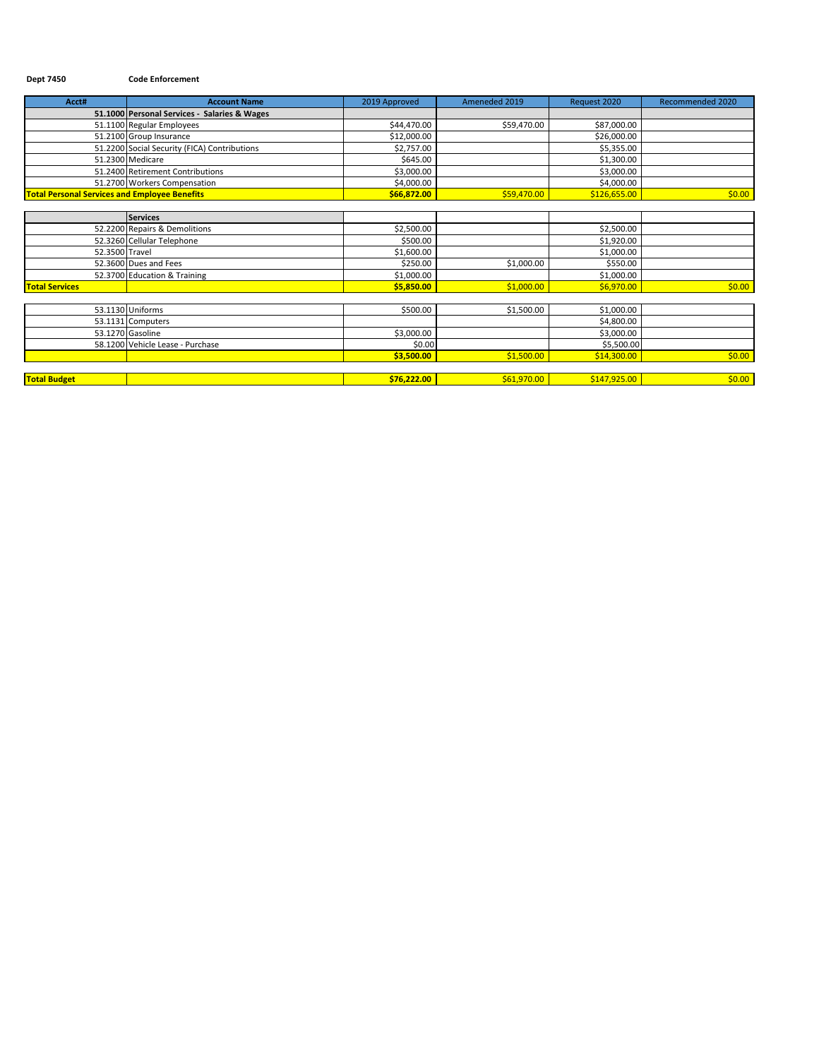**Dept 7450** **Code Enforcement**

| Acct# | Account Name | 2019 Approved | Ameneded 2019 | Request 2020 | Recommended 2020 |
|---|---|---|---|---|---|
| 51.1000 | **Personal Services - Salaries & Wages** | | | | |
| 51.1100 | Regular Employees | $44,470.00 | $59,470.00 | $87,000.00 | |
| 51.2100 | Group Insurance | $12,000.00 | | $26,000.00 | |
| 51.2200 | Social Security (FICA) Contributions | $2,757.00 | | $5,355.00 | |
| 51.2300 | Medicare | $645.00 | | $1,300.00 | |
| 51.2400 | Retirement Contributions | $3,000.00 | | $3,000.00 | |
| 51.2700 | Workers Compensation | $4,000.00 | | $4,000.00 | |
| **Total Personal Services and Employee Benefits** | | **$66,872.00** | $59,470.00 | $126,655.00 | $0.00 |
| | | | | | |
| | **Services** | | | | |
| 52.2200 | Repairs & Demolitions | $2,500.00 | | $2,500.00 | |
| 52.3260 | Cellular Telephone | $500.00 | | $1,920.00 | |
| 52.3500 | Travel | $1,600.00 | | $1,000.00 | |
| 52.3600 | Dues and Fees | $250.00 | $1,000.00 | $550.00 | |
| 52.3700 | Education & Training | $1,000.00 | | $1,000.00 | |
| **Total Services** | | **$5,850.00** | $1,000.00 | $6,970.00 | $0.00 |
| | | | | | |
| 53.1130 | Uniforms | $500.00 | $1,500.00 | $1,000.00 | |
| 53.1131 | Computers | | | $4,800.00 | |
| 53.1270 | Gasoline | $3,000.00 | | $3,000.00 | |
| 58.1200 | Vehicle Lease - Purchase | $0.00 | | $5,500.00 | |
| | | **$3,500.00** | $1,500.00 | $14,300.00 | $0.00 |
| | | | | | |
| **Total Budget** | | **$76,222.00** | $61,970.00 | $147,925.00 | $0.00 |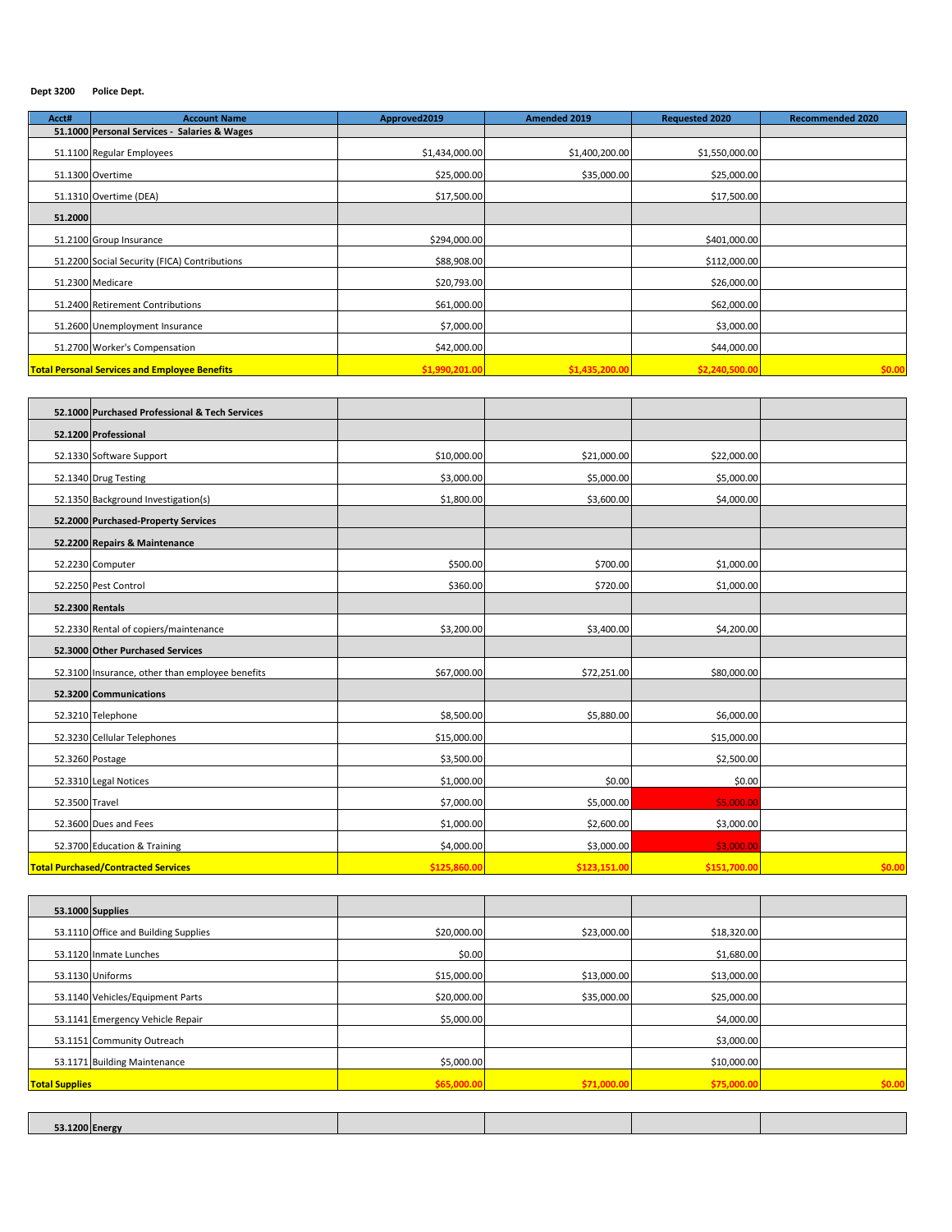**Dept 3200 Police Dept.**

| Acct# | Account Name | Approved2019 | Amended 2019 | Requested 2020 | Recommended 2020 |
|---|---|---|---|---|---|
| 51.1000 | Personal Services - Salaries & Wages | | | | |
| 51.1100 | Regular Employees | $1,434,000.00 | $1,400,200.00 | $1,550,000.00 | |
| 51.1300 | Overtime | $25,000.00 | $35,000.00 | $25,000.00 | |
| 51.1310 | Overtime (DEA) | $17,500.00 | | $17,500.00 | |
| 51.2000 | | | | | |
| 51.2100 | Group Insurance | $294,000.00 | | $401,000.00 | |
| 51.2200 | Social Security (FICA) Contributions | $88,908.00 | | $112,000.00 | |
| 51.2300 | Medicare | $20,793.00 | | $26,000.00 | |
| 51.2400 | Retirement Contributions | $61,000.00 | | $62,000.00 | |
| 51.2600 | Unemployment Insurance | $7,000.00 | | $3,000.00 | |
| 51.2700 | Worker's Compensation | $42,000.00 | | $44,000.00 | |
| **Total Personal Services and Employee Benefits** | | **$1,990,201.00** | **$1,435,200.00** | **$2,240,500.00** | **$0.00** |

| Acct# | Account Name | Approved2019 | Amended 2019 | Requested 2020 | Recommended 2020 |
|---|---|---|---|---|---|
| 52.1000 | Purchased Professional & Tech Services | | | | |
| 52.1200 | Professional | | | | |
| 52.1330 | Software Support | $10,000.00 | $21,000.00 | $22,000.00 | |
| 52.1340 | Drug Testing | $3,000.00 | $5,000.00 | $5,000.00 | |
| 52.1350 | Background Investigation(s) | $1,800.00 | $3,600.00 | $4,000.00 | |
| 52.2000 | Purchased-Property Services | | | | |
| 52.2200 | Repairs & Maintenance | | | | |
| 52.2230 | Computer | $500.00 | $700.00 | $1,000.00 | |
| 52.2250 | Pest Control | $360.00 | $720.00 | $1,000.00 | |
| 52.2300 | Rentals | | | | |
| 52.2330 | Rental of copiers/maintenance | $3,200.00 | $3,400.00 | $4,200.00 | |
| 52.3000 | Other Purchased Services | | | | |
| 52.3100 | Insurance, other than employee benefits | $67,000.00 | $72,251.00 | $80,000.00 | |
| 52.3200 | Communications | | | | |
| 52.3210 | Telephone | $8,500.00 | $5,880.00 | $6,000.00 | |
| 52.3230 | Cellular Telephones | $15,000.00 | | $15,000.00 | |
| 52.3260 | Postage | $3,500.00 | | $2,500.00 | |
| 52.3310 | Legal Notices | $1,000.00 | $0.00 | $0.00 | |
| 52.3500 | Travel | $7,000.00 | $5,000.00 | $5,000.00 | |
| 52.3600 | Dues and Fees | $1,000.00 | $2,600.00 | $3,000.00 | |
| 52.3700 | Education & Training | $4,000.00 | $3,000.00 | $3,000.00 | |
| **Total Purchased/Contracted Services** | | **$125,860.00** | **$123,151.00** | **$151,700.00** | **$0.00** |

| Acct# | Account Name | Approved2019 | Amended 2019 | Requested 2020 | Recommended 2020 |
|---|---|---|---|---|---|
| 53.1000 | Supplies | | | | |
| 53.1110 | Office and Building Supplies | $20,000.00 | $23,000.00 | $18,320.00 | |
| 53.1120 | Inmate Lunches | $0.00 | | $1,680.00 | |
| 53.1130 | Uniforms | $15,000.00 | $13,000.00 | $13,000.00 | |
| 53.1140 | Vehicles/Equipment Parts | $20,000.00 | $35,000.00 | $25,000.00 | |
| 53.1141 | Emergency Vehicle Repair | $5,000.00 | | $4,000.00 | |
| 53.1151 | Community Outreach | | | $3,000.00 | |
| 53.1171 | Building Maintenance | $5,000.00 | | $10,000.00 | |
| **Total Supplies** | | **$65,000.00** | **$71,000.00** | **$75,000.00** | **$0.00** |

| Acct# | Account Name | Approved2019 | Amended 2019 | Requested 2020 | Recommended 2020 |
|---|---|---|---|---|---|
| 53.1200 | Energy | | | | |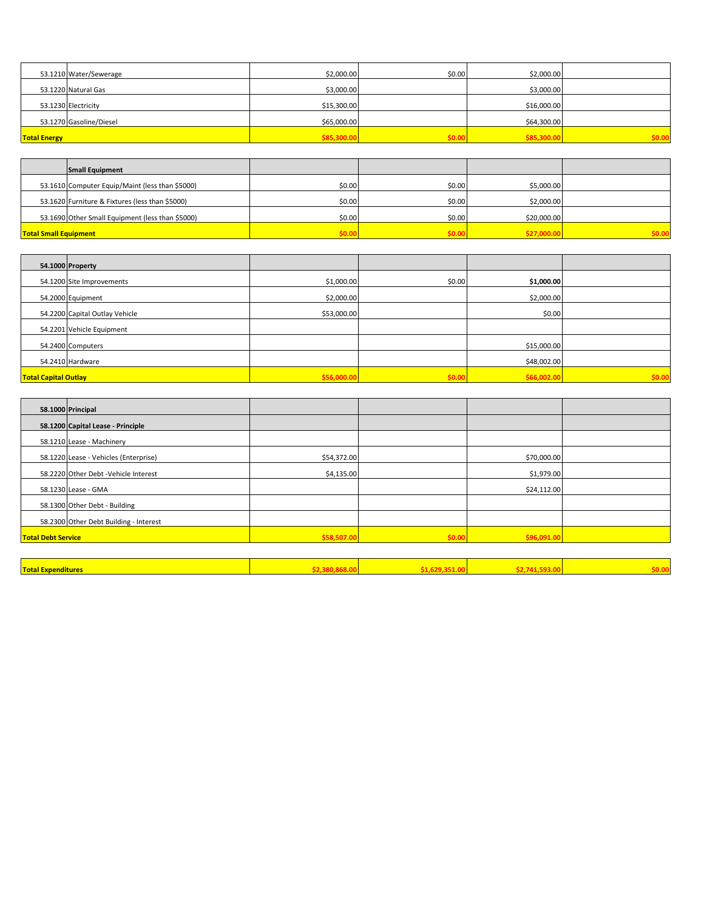| | | | | | |
|---|---|---|---|---|---|
| 53.1210 | Water/Sewerage | $2,000.00 | $0.00 | $2,000.00 | |
| 53.1220 | Natural Gas | $3,000.00 | | $3,000.00 | |
| 53.1230 | Electricity | $15,300.00 | | $16,000.00 | |
| 53.1270 | Gasoline/Diesel | $65,000.00 | | $64,300.00 | |
| **Total Energy** | | **$85,300.00** | **$0.00** | **$85,300.00** | **$0.00** |

| | | | | | |
|---|---|---|---|---|---|
| | **Small Equipment** | | | | |
| 53.1610 | Computer Equip/Maint (less than $5000) | $0.00 | $0.00 | $5,000.00 | |
| 53.1620 | Furniture & Fixtures (less than $5000) | $0.00 | $0.00 | $2,000.00 | |
| 53.1690 | Other Small Equipment (less than $5000) | $0.00 | $0.00 | $20,000.00 | |
| **Total Small Equipment** | | **$0.00** | **$0.00** | **$27,000.00** | **$0.00** |

| | | | | | |
|---|---|---|---|---|---|
| **54.1000** | **Property** | | | | |
| 54.1200 | Site Improvements | $1,000.00 | $0.00 | **$1,000.00** | |
| 54.2000 | Equipment | $2,000.00 | | $2,000.00 | |
| 54.2200 | Capital Outlay Vehicle | $53,000.00 | | $0.00 | |
| 54.2201 | Vehicle Equipment | | | | |
| 54.2400 | Computers | | | $15,000.00 | |
| 54.2410 | Hardware | | | $48,002.00 | |
| **Total Capital Outlay** | | **$56,000.00** | **$0.00** | **$66,002.00** | **$0.00** |

| | | | | | |
|---|---|---|---|---|---|
| **58.1000** | **Principal** | | | | |
| **58.1200** | **Capital Lease - Principle** | | | | |
| 58.1210 | Lease - Machinery | | | | |
| 58.1220 | Lease - Vehicles (Enterprise) | $54,372.00 | | $70,000.00 | |
| 58.2220 | Other Debt -Vehicle Interest | $4,135.00 | | $1,979.00 | |
| 58.1230 | Lease - GMA | | | $24,112.00 | |
| 58.1300 | Other Debt - Building | | | | |
| 58.2300 | Other Debt Building - Interest | | | | |
| **Total Debt Service** | | **$58,507.00** | **$0.00** | **$96,091.00** | |

| | | | | | |
|---|---|---|---|---|---|
| **Total Expenditures** | | **$2,380,868.00** | **$1,629,351.00** | **$2,741,593.00** | **$0.00** |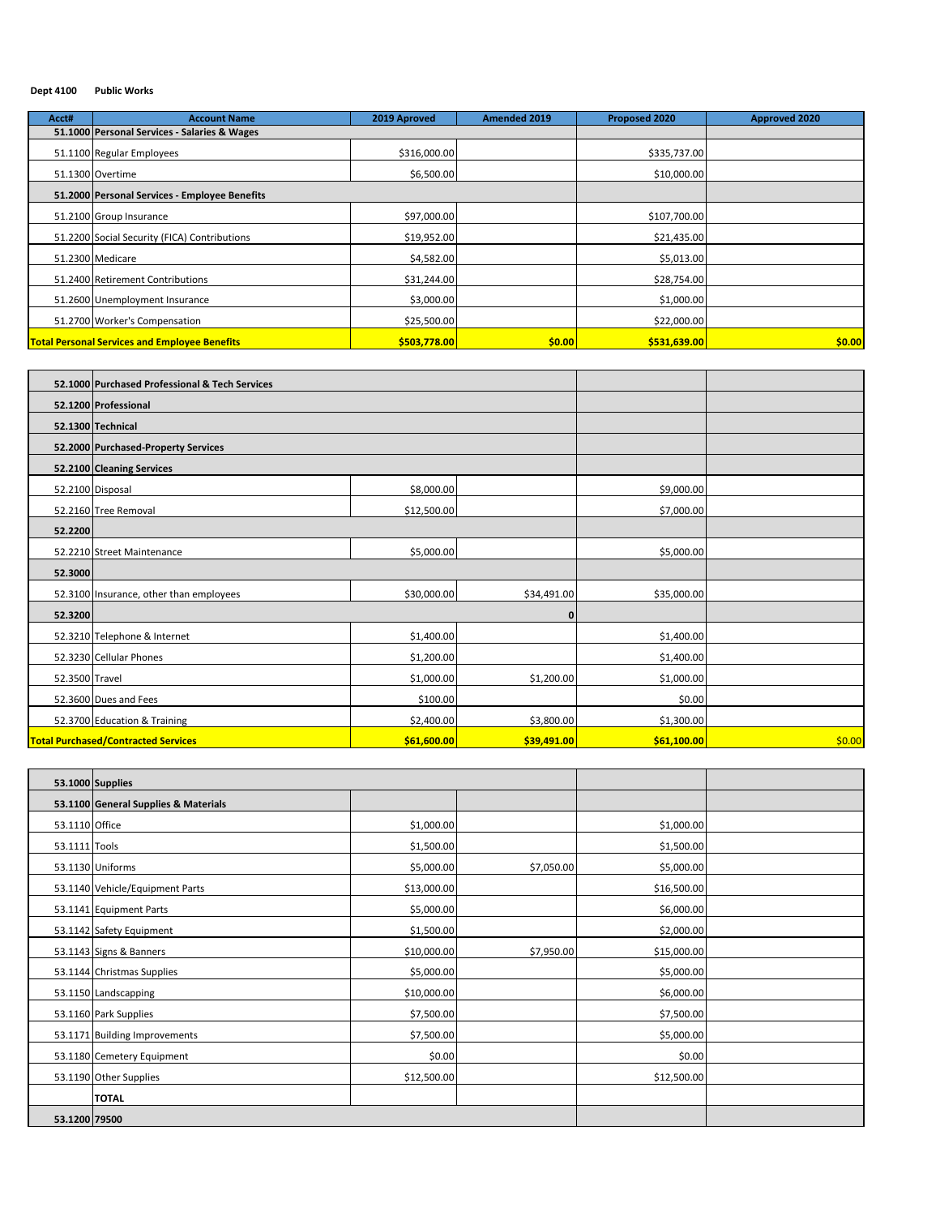**Dept 4100 Public Works**

| Acct# | Account Name | 2019 Aproved | Amended 2019 | Proposed 2020 | Approved 2020 |
|---|---|---|---|---|---|
| **51.1000** | **Personal Services - Salaries & Wages** | | | | |
| 51.1100 | Regular Employees | $316,000.00 | | $335,737.00 | |
| 51.1300 | Overtime | $6,500.00 | | $10,000.00 | |
| **51.2000** | **Personal Services - Employee Benefits** | | | | |
| 51.2100 | Group Insurance | $97,000.00 | | $107,700.00 | |
| 51.2200 | Social Security (FICA) Contributions | $19,952.00 | | $21,435.00 | |
| 51.2300 | Medicare | $4,582.00 | | $5,013.00 | |
| 51.2400 | Retirement Contributions | $31,244.00 | | $28,754.00 | |
| 51.2600 | Unemployment Insurance | $3,000.00 | | $1,000.00 | |
| 51.2700 | Worker's Compensation | $25,500.00 | | $22,000.00 | |
| **Total Personal Services and Employee Benefits** | | **$503,778.00** | **$0.00** | **$531,639.00** | **$0.00** |

| Acct# | Account Name | 2019 Aproved | Amended 2019 | Proposed 2020 | Approved 2020 |
|---|---|---|---|---|---|
| **52.1000** | **Purchased Professional & Tech Services** | | | | |
| **52.1200** | **Professional** | | | | |
| **52.1300** | **Technical** | | | | |
| **52.2000** | **Purchased-Property Services** | | | | |
| **52.2100** | **Cleaning Services** | | | | |
| 52.2100 | Disposal | $8,000.00 | | $9,000.00 | |
| 52.2160 | Tree Removal | $12,500.00 | | $7,000.00 | |
| **52.2200** | | | | | |
| 52.2210 | Street Maintenance | $5,000.00 | | $5,000.00 | |
| **52.3000** | | | | | |
| 52.3100 | Insurance, other than employees | $30,000.00 | $34,491.00 | $35,000.00 | |
| **52.3200** | | | 0 | | |
| 52.3210 | Telephone & Internet | $1,400.00 | | $1,400.00 | |
| 52.3230 | Cellular Phones | $1,200.00 | | $1,400.00 | |
| 52.3500 | Travel | $1,000.00 | $1,200.00 | $1,000.00 | |
| 52.3600 | Dues and Fees | $100.00 | | $0.00 | |
| 52.3700 | Education & Training | $2,400.00 | $3,800.00 | $1,300.00 | |
| **Total Purchased/Contracted Services** | | **$61,600.00** | **$39,491.00** | **$61,100.00** | $0.00 |

| Acct# | Account Name | 2019 Aproved | Amended 2019 | Proposed 2020 | Approved 2020 |
|---|---|---|---|---|---|
| **53.1000** | **Supplies** | | | | |
| **53.1100** | **General Supplies & Materials** | | | | |
| 53.1110 | Office | $1,000.00 | | $1,000.00 | |
| 53.1111 | Tools | $1,500.00 | | $1,500.00 | |
| 53.1130 | Uniforms | $5,000.00 | $7,050.00 | $5,000.00 | |
| 53.1140 | Vehicle/Equipment Parts | $13,000.00 | | $16,500.00 | |
| 53.1141 | Equipment Parts | $5,000.00 | | $6,000.00 | |
| 53.1142 | Safety Equipment | $1,500.00 | | $2,000.00 | |
| 53.1143 | Signs & Banners | $10,000.00 | $7,950.00 | $15,000.00 | |
| 53.1144 | Christmas Supplies | $5,000.00 | | $5,000.00 | |
| 53.1150 | Landscapping | $10,000.00 | | $6,000.00 | |
| 53.1160 | Park Supplies | $7,500.00 | | $7,500.00 | |
| 53.1171 | Building Improvements | $7,500.00 | | $5,000.00 | |
| 53.1180 | Cemetery Equipment | $0.00 | | $0.00 | |
| 53.1190 | Other Supplies | $12,500.00 | | $12,500.00 | |
| | **TOTAL** | | | | |
| **53.1200** | **79500** | | | | |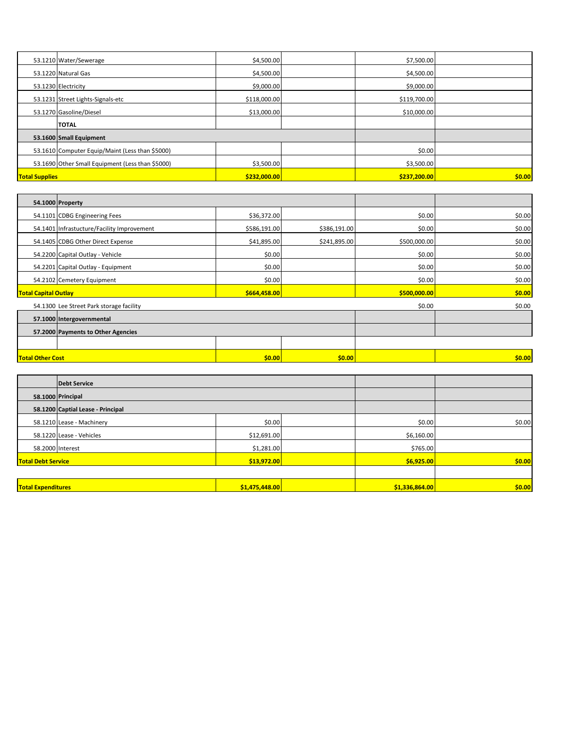| | | | | | |
|---|---|---|---|---|---|
| 53.1210 | Water/Sewerage | $4,500.00 | | $7,500.00 | |
| 53.1220 | Natural Gas | $4,500.00 | | $4,500.00 | |
| 53.1230 | Electricity | $9,000.00 | | $9,000.00 | |
| 53.1231 | Street Lights-Signals-etc | $118,000.00 | | $119,700.00 | |
| 53.1270 | Gasoline/Diesel | $13,000.00 | | $10,000.00 | |
| | **TOTAL** | | | | |
| **53.1600** | **Small Equipment** | | | | |
| 53.1610 | Computer Equip/Maint (Less than $5000) | | | $0.00 | |
| 53.1690 | Other Small Equipment (Less than $5000) | $3,500.00 | | $3,500.00 | |
| **Total Supplies** | | **$232,000.00** | | **$237,200.00** | **$0.00** |

| | | | | | |
|---|---|---|---|---|---|
| **54.1000** | **Property** | | | | |
| 54.1101 | CDBG Engineering Fees | $36,372.00 | | $0.00 | $0.00 |
| 54.1401 | Infrastructure/Facility Improvement | $586,191.00 | $386,191.00 | $0.00 | $0.00 |
| 54.1405 | CDBG Other Direct Expense | $41,895.00 | $241,895.00 | $500,000.00 | $0.00 |
| 54.2200 | Capital Outlay - Vehicle | $0.00 | | $0.00 | $0.00 |
| 54.2201 | Capital Outlay - Equipment | $0.00 | | $0.00 | $0.00 |
| 54.2102 | Cemetery Equipment | $0.00 | | $0.00 | $0.00 |
| **Total Capital Outlay** | | **$664,458.00** | | **$500,000.00** | **$0.00** |
| 54.1300 | Lee Street Park storage facility | | | $0.00 | $0.00 |
| **57.1000** | **Intergovernmental** | | | | |
| **57.2000** | **Payments to Other Agencies** | | | | |
| | | | | | |
| **Total Other Cost** | | **$0.00** | **$0.00** | | **$0.00** |

| | | | | | |
|---|---|---|---|---|---|
| | **Debt Service** | | | | |
| **58.1000** | **Principal** | | | | |
| **58.1200** | **Captial Lease - Principal** | | | | |
| 58.1210 | Lease - Machinery | $0.00 | | $0.00 | $0.00 |
| 58.1220 | Lease - Vehicles | $12,691.00 | | $6,160.00 | |
| 58.2000 | Interest | $1,281.00 | | $765.00 | |
| **Total Debt Service** | | **$13,972.00** | | **$6,925.00** | **$0.00** |
| | | | | | |
| **Total Expenditures** | | **$1,475,448.00** | | **$1,336,864.00** | **$0.00** |